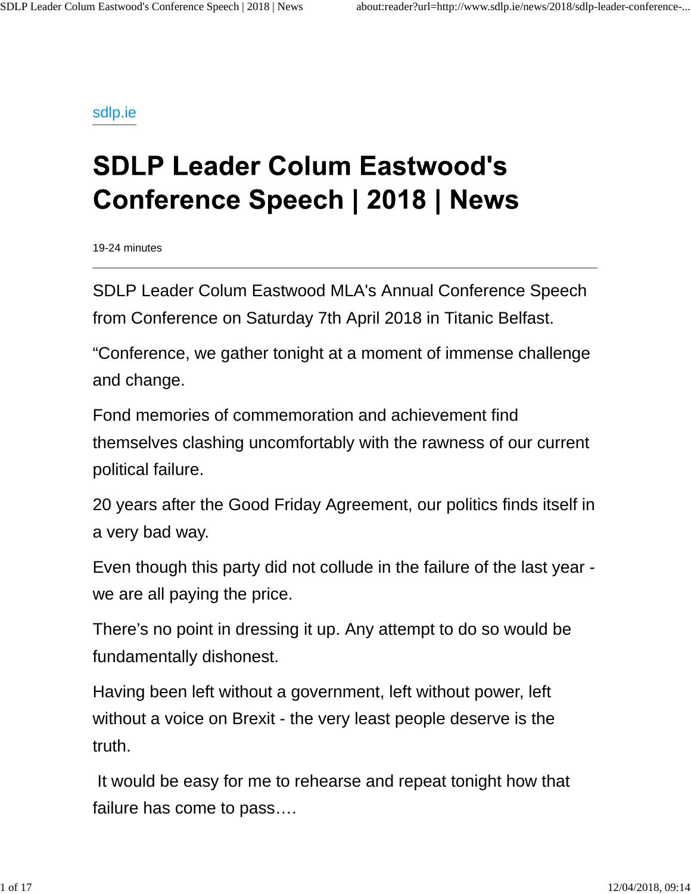sdlp.ie

# SDLP Leader Colum Eastwood's Conference Speech | 2018 | News

19-24 minutes

---

SDLP Leader Colum Eastwood MLA's Annual Conference Speech from Conference on Saturday 7th April 2018 in Titanic Belfast.

“Conference, we gather tonight at a moment of immense challenge and change.

Fond memories of commemoration and achievement find themselves clashing uncomfortably with the rawness of our current political failure.

20 years after the Good Friday Agreement, our politics finds itself in a very bad way.

Even though this party did not collude in the failure of the last year - we are all paying the price.

There’s no point in dressing it up. Any attempt to do so would be fundamentally dishonest.

Having been left without a government, left without power, left without a voice on Brexit - the very least people deserve is the truth.

It would be easy for me to rehearse and repeat tonight how that failure has come to pass….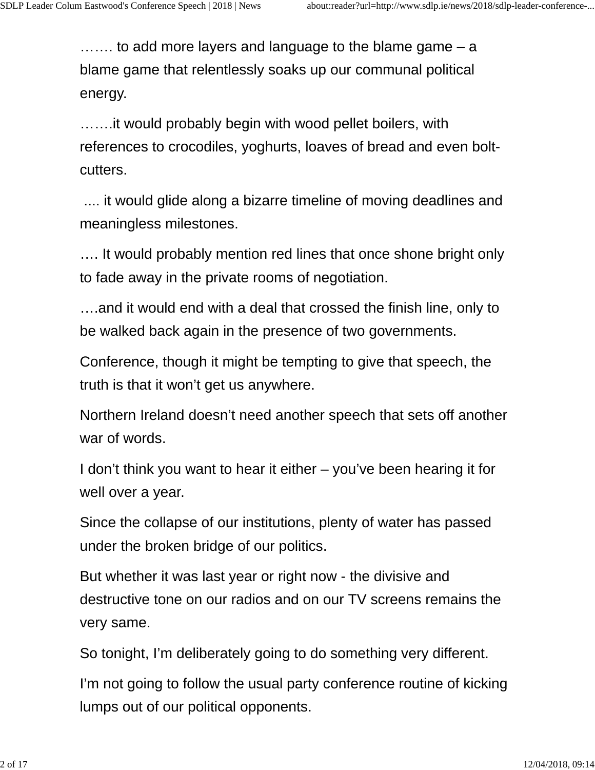……. to add more layers and language to the blame game – a blame game that relentlessly soaks up our communal political energy.

…….it would probably begin with wood pellet boilers, with references to crocodiles, yoghurts, loaves of bread and even bolt-cutters.

.... it would glide along a bizarre timeline of moving deadlines and meaningless milestones.

…. It would probably mention red lines that once shone bright only to fade away in the private rooms of negotiation.

….and it would end with a deal that crossed the finish line, only to be walked back again in the presence of two governments.

Conference, though it might be tempting to give that speech, the truth is that it won't get us anywhere.

Northern Ireland doesn't need another speech that sets off another war of words.

I don't think you want to hear it either – you've been hearing it for well over a year.

Since the collapse of our institutions, plenty of water has passed under the broken bridge of our politics.

But whether it was last year or right now - the divisive and destructive tone on our radios and on our TV screens remains the very same.

So tonight, I'm deliberately going to do something very different.

I'm not going to follow the usual party conference routine of kicking lumps out of our political opponents.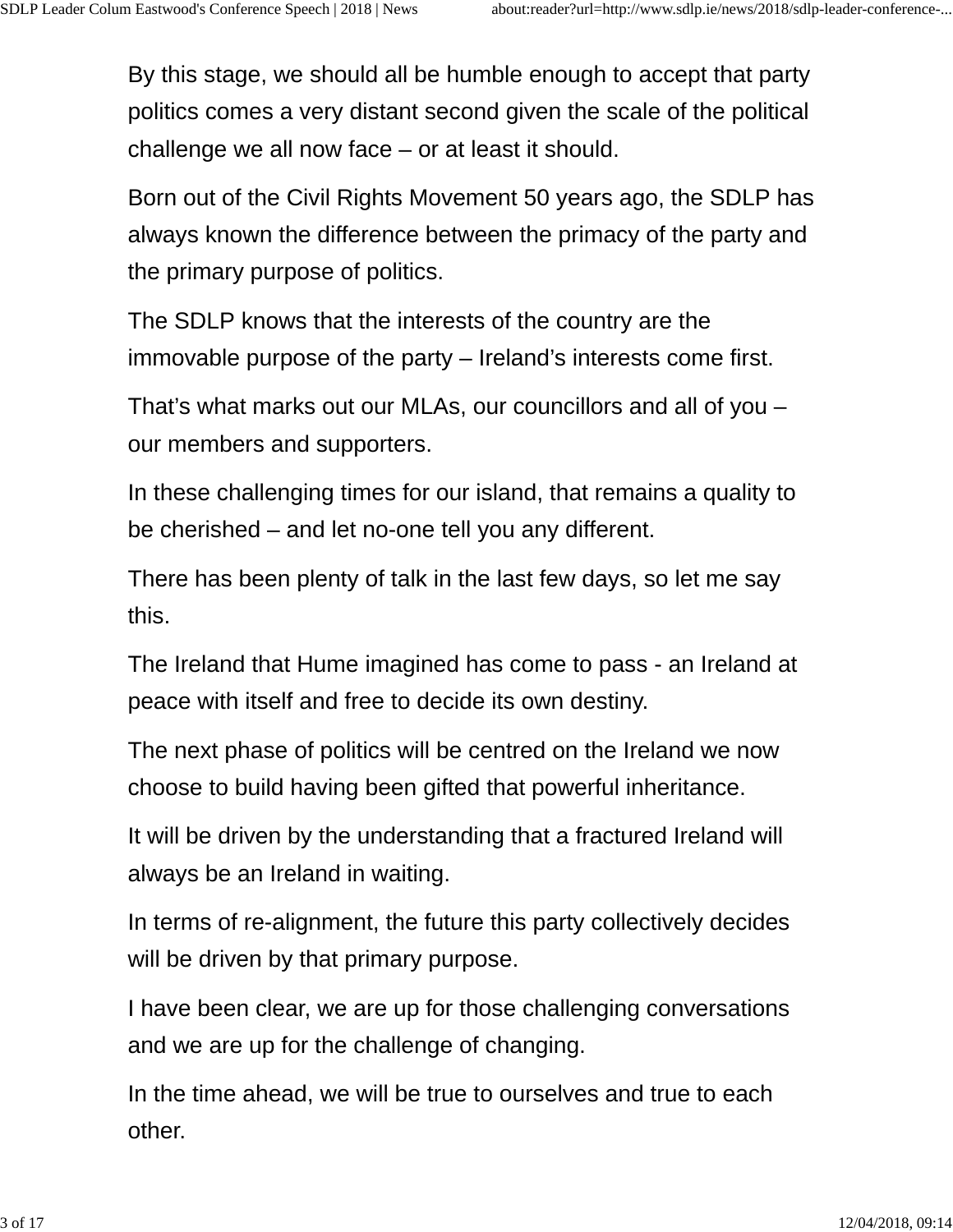By this stage, we should all be humble enough to accept that party politics comes a very distant second given the scale of the political challenge we all now face – or at least it should.

Born out of the Civil Rights Movement 50 years ago, the SDLP has always known the difference between the primacy of the party and the primary purpose of politics.

The SDLP knows that the interests of the country are the immovable purpose of the party – Ireland's interests come first.

That's what marks out our MLAs, our councillors and all of you – our members and supporters.

In these challenging times for our island, that remains a quality to be cherished – and let no-one tell you any different.

There has been plenty of talk in the last few days, so let me say this.

The Ireland that Hume imagined has come to pass - an Ireland at peace with itself and free to decide its own destiny.

The next phase of politics will be centred on the Ireland we now choose to build having been gifted that powerful inheritance.

It will be driven by the understanding that a fractured Ireland will always be an Ireland in waiting.

In terms of re-alignment, the future this party collectively decides will be driven by that primary purpose.

I have been clear, we are up for those challenging conversations and we are up for the challenge of changing.

In the time ahead, we will be true to ourselves and true to each other.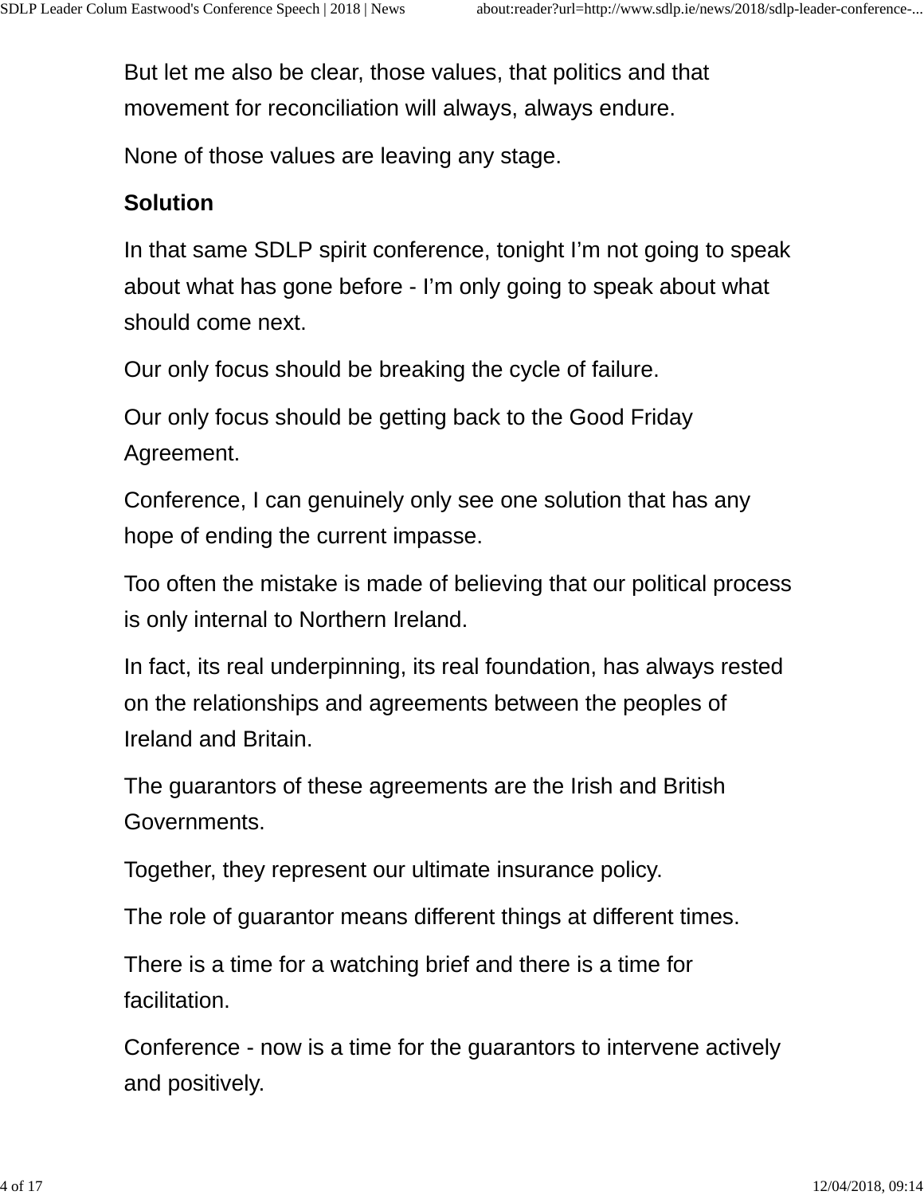But let me also be clear, those values, that politics and that movement for reconciliation will always, always endure.

None of those values are leaving any stage.

**Solution**

In that same SDLP spirit conference, tonight I'm not going to speak about what has gone before - I'm only going to speak about what should come next.

Our only focus should be breaking the cycle of failure.

Our only focus should be getting back to the Good Friday Agreement.

Conference, I can genuinely only see one solution that has any hope of ending the current impasse.

Too often the mistake is made of believing that our political process is only internal to Northern Ireland.

In fact, its real underpinning, its real foundation, has always rested on the relationships and agreements between the peoples of Ireland and Britain.

The guarantors of these agreements are the Irish and British Governments.

Together, they represent our ultimate insurance policy.

The role of guarantor means different things at different times.

There is a time for a watching brief and there is a time for facilitation.

Conference - now is a time for the guarantors to intervene actively and positively.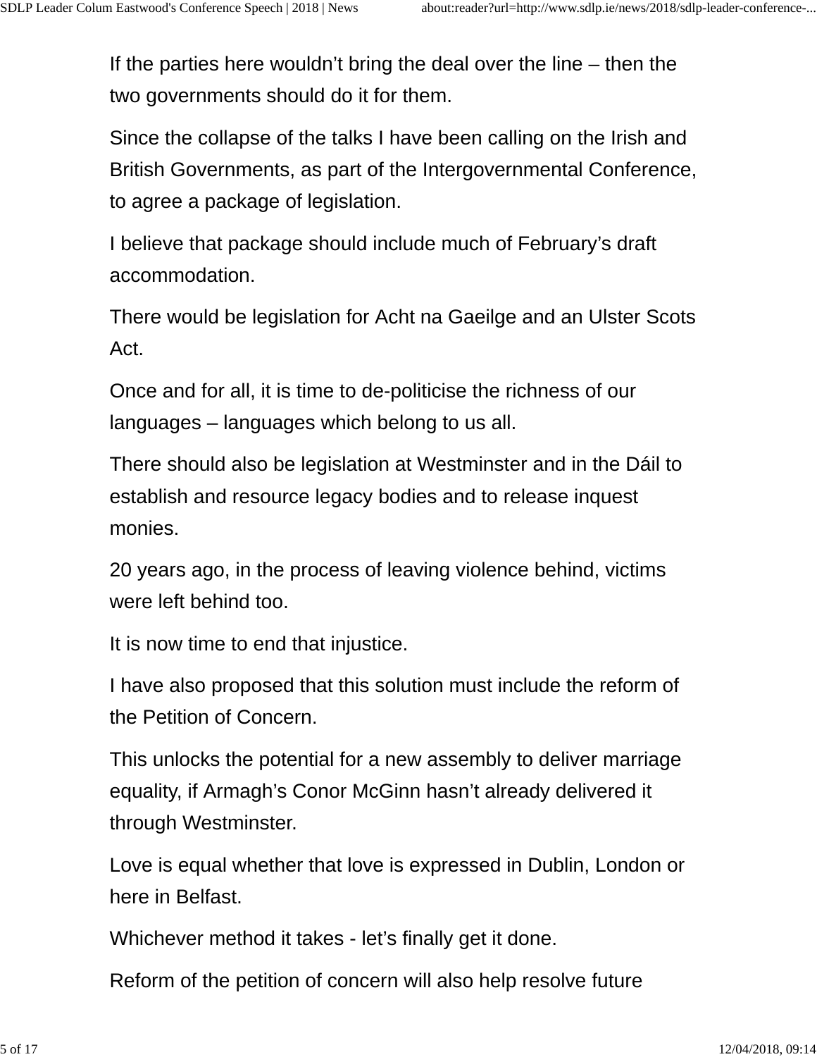If the parties here wouldn't bring the deal over the line – then the two governments should do it for them.

Since the collapse of the talks I have been calling on the Irish and British Governments, as part of the Intergovernmental Conference, to agree a package of legislation.

I believe that package should include much of February's draft accommodation.

There would be legislation for Acht na Gaeilge and an Ulster Scots Act.

Once and for all, it is time to de-politicise the richness of our languages – languages which belong to us all.

There should also be legislation at Westminster and in the Dáil to establish and resource legacy bodies and to release inquest monies.

20 years ago, in the process of leaving violence behind, victims were left behind too.

It is now time to end that injustice.

I have also proposed that this solution must include the reform of the Petition of Concern.

This unlocks the potential for a new assembly to deliver marriage equality, if Armagh's Conor McGinn hasn't already delivered it through Westminster.

Love is equal whether that love is expressed in Dublin, London or here in Belfast.

Whichever method it takes - let's finally get it done.

Reform of the petition of concern will also help resolve future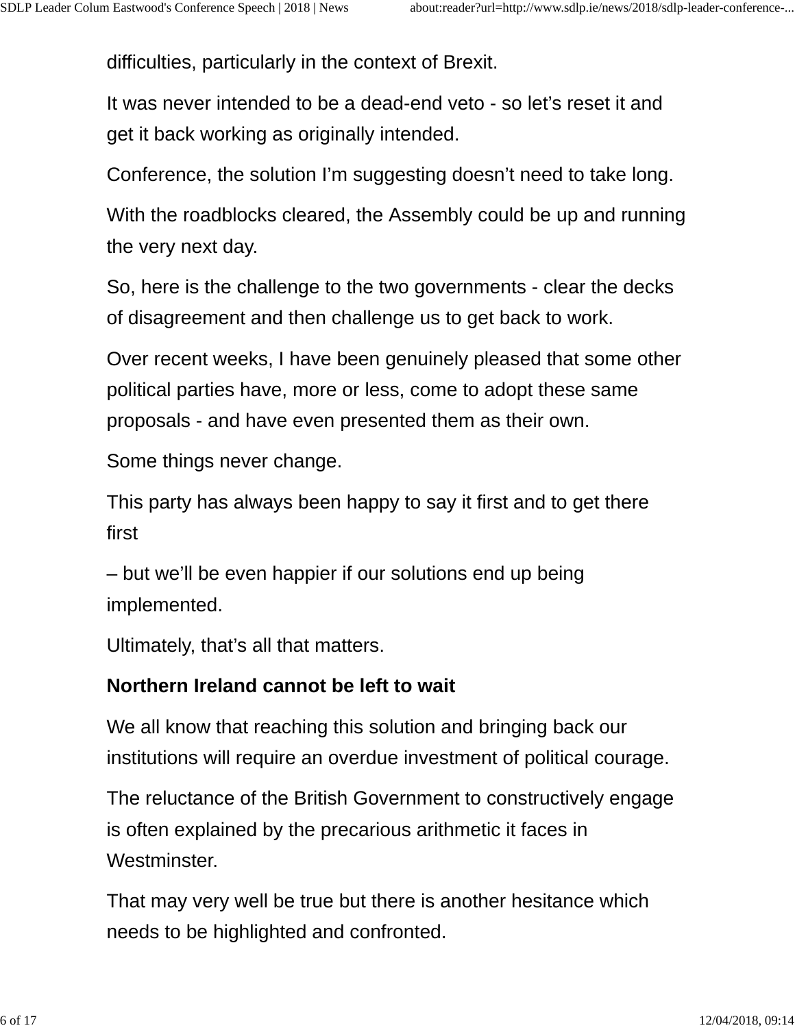difficulties, particularly in the context of Brexit.

It was never intended to be a dead-end veto - so let's reset it and get it back working as originally intended.

Conference, the solution I'm suggesting doesn't need to take long.

With the roadblocks cleared, the Assembly could be up and running the very next day.

So, here is the challenge to the two governments - clear the decks of disagreement and then challenge us to get back to work.

Over recent weeks, I have been genuinely pleased that some other political parties have, more or less, come to adopt these same proposals - and have even presented them as their own.

Some things never change.

This party has always been happy to say it first and to get there first

– but we'll be even happier if our solutions end up being implemented.

Ultimately, that's all that matters.

**Northern Ireland cannot be left to wait**

We all know that reaching this solution and bringing back our institutions will require an overdue investment of political courage.

The reluctance of the British Government to constructively engage is often explained by the precarious arithmetic it faces in Westminster.

That may very well be true but there is another hesitance which needs to be highlighted and confronted.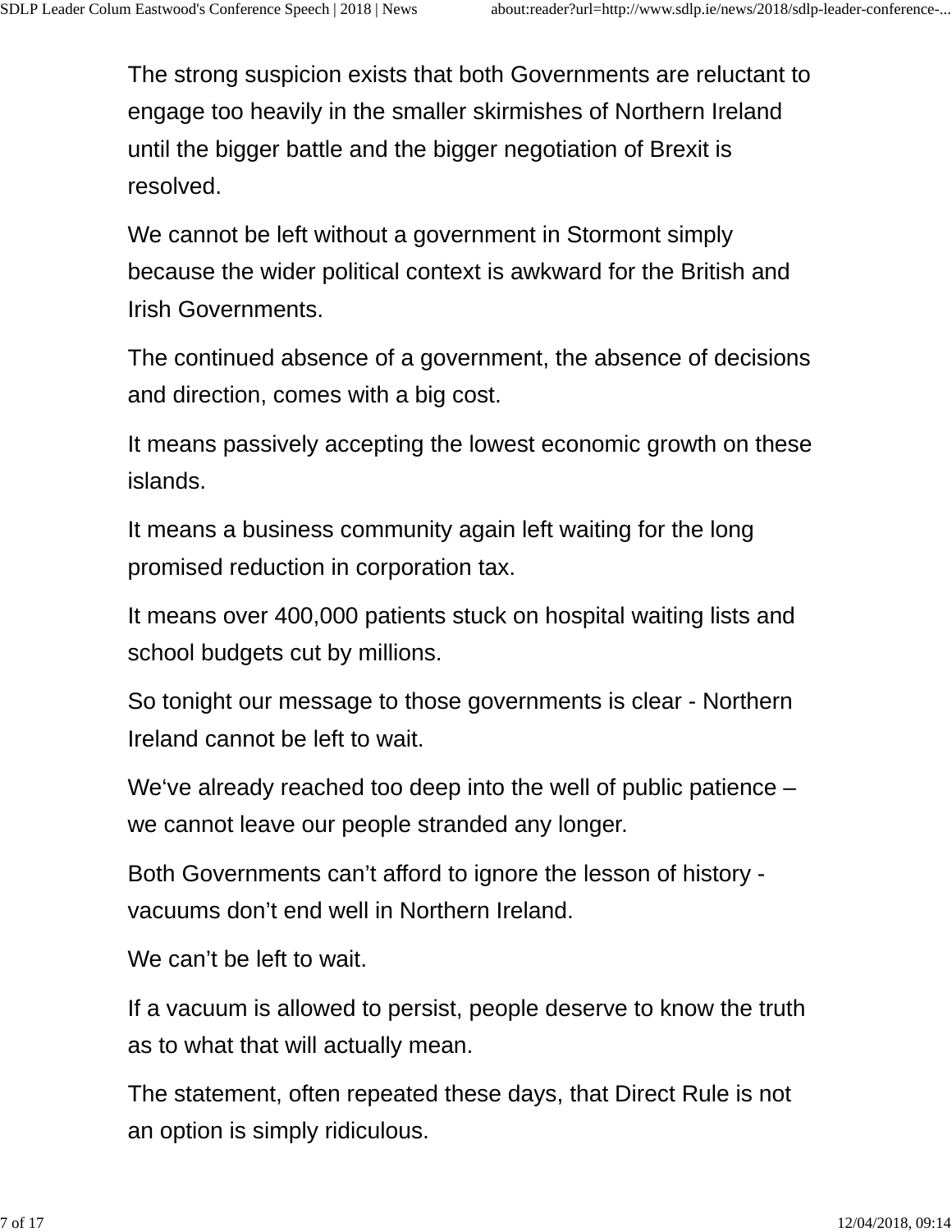The strong suspicion exists that both Governments are reluctant to engage too heavily in the smaller skirmishes of Northern Ireland until the bigger battle and the bigger negotiation of Brexit is resolved.

We cannot be left without a government in Stormont simply because the wider political context is awkward for the British and Irish Governments.

The continued absence of a government, the absence of decisions and direction, comes with a big cost.

It means passively accepting the lowest economic growth on these islands.

It means a business community again left waiting for the long promised reduction in corporation tax.

It means over 400,000 patients stuck on hospital waiting lists and school budgets cut by millions.

So tonight our message to those governments is clear - Northern Ireland cannot be left to wait.

We‘ve already reached too deep into the well of public patience – we cannot leave our people stranded any longer.

Both Governments can’t afford to ignore the lesson of history - vacuums don’t end well in Northern Ireland.

We can’t be left to wait.

If a vacuum is allowed to persist, people deserve to know the truth as to what that will actually mean.

The statement, often repeated these days, that Direct Rule is not an option is simply ridiculous.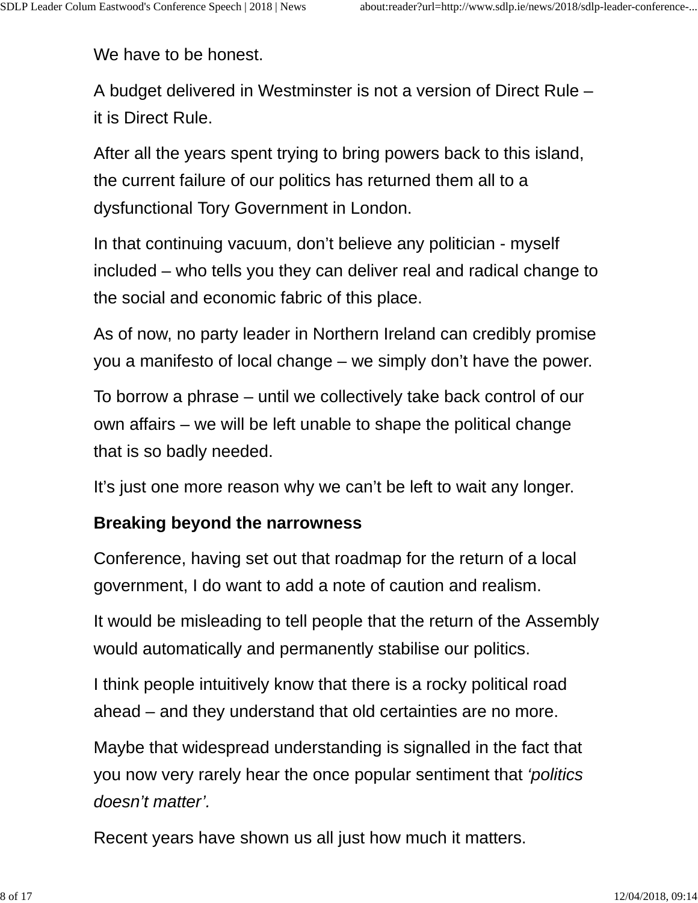We have to be honest.

A budget delivered in Westminster is not a version of Direct Rule – it is Direct Rule.

After all the years spent trying to bring powers back to this island, the current failure of our politics has returned them all to a dysfunctional Tory Government in London.

In that continuing vacuum, don't believe any politician - myself included – who tells you they can deliver real and radical change to the social and economic fabric of this place.

As of now, no party leader in Northern Ireland can credibly promise you a manifesto of local change – we simply don't have the power.

To borrow a phrase – until we collectively take back control of our own affairs – we will be left unable to shape the political change that is so badly needed.

It's just one more reason why we can't be left to wait any longer.

**Breaking beyond the narrowness**

Conference, having set out that roadmap for the return of a local government, I do want to add a note of caution and realism.

It would be misleading to tell people that the return of the Assembly would automatically and permanently stabilise our politics.

I think people intuitively know that there is a rocky political road ahead – and they understand that old certainties are no more.

Maybe that widespread understanding is signalled in the fact that you now very rarely hear the once popular sentiment that *'politics doesn't matter'.*

Recent years have shown us all just how much it matters.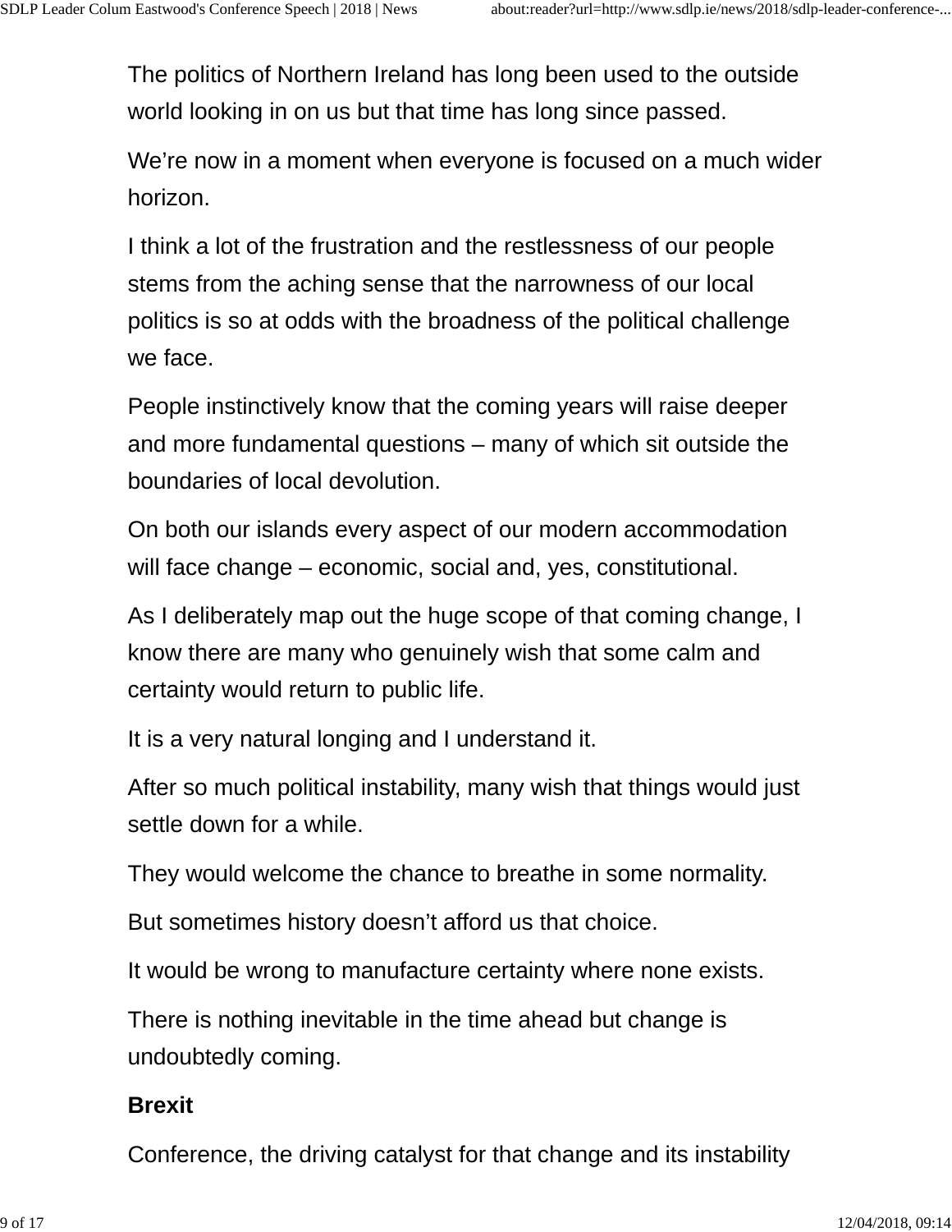The politics of Northern Ireland has long been used to the outside world looking in on us but that time has long since passed.

We're now in a moment when everyone is focused on a much wider horizon.

I think a lot of the frustration and the restlessness of our people stems from the aching sense that the narrowness of our local politics is so at odds with the broadness of the political challenge we face.

People instinctively know that the coming years will raise deeper and more fundamental questions – many of which sit outside the boundaries of local devolution.

On both our islands every aspect of our modern accommodation will face change – economic, social and, yes, constitutional.

As I deliberately map out the huge scope of that coming change, I know there are many who genuinely wish that some calm and certainty would return to public life.

It is a very natural longing and I understand it.

After so much political instability, many wish that things would just settle down for a while.

They would welcome the chance to breathe in some normality.

But sometimes history doesn't afford us that choice.

It would be wrong to manufacture certainty where none exists.

There is nothing inevitable in the time ahead but change is undoubtedly coming.

**Brexit**

Conference, the driving catalyst for that change and its instability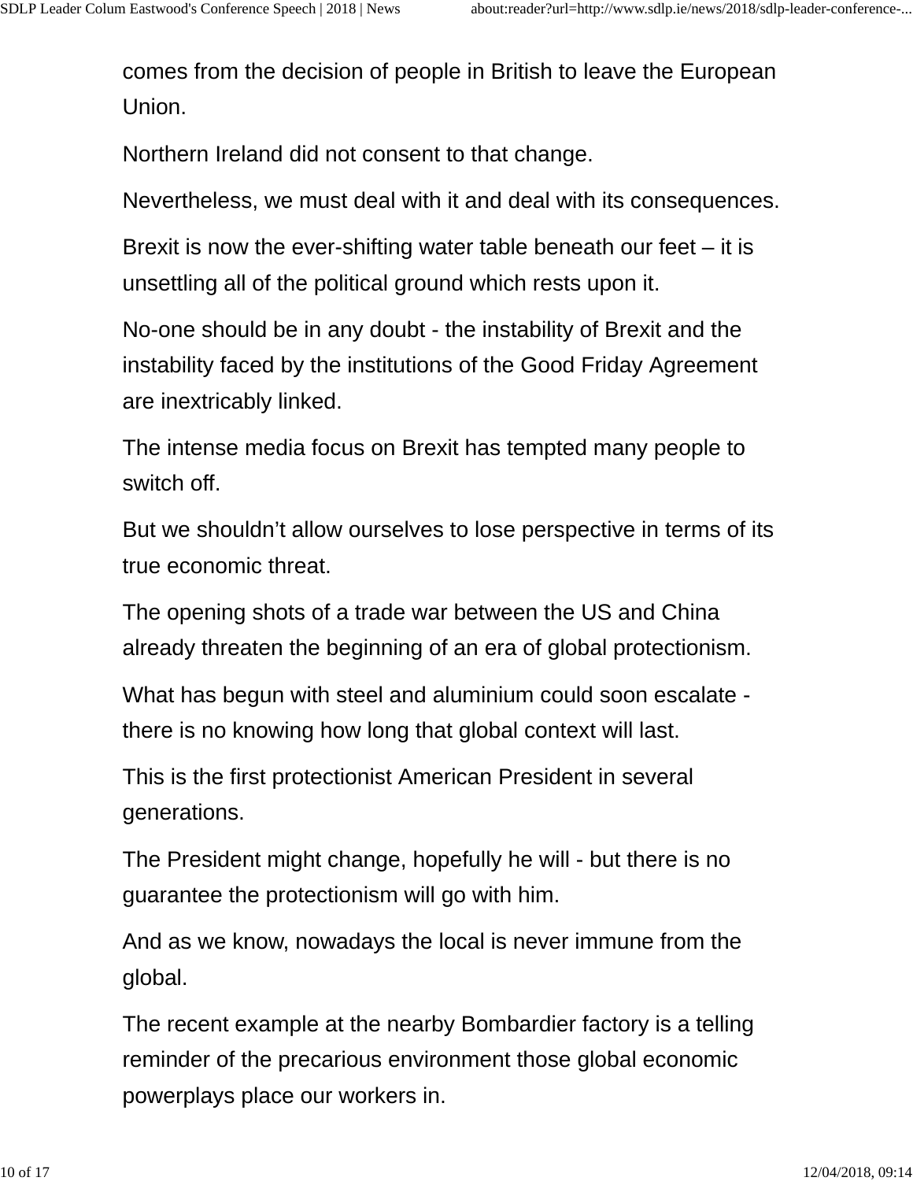comes from the decision of people in British to leave the European Union.

Northern Ireland did not consent to that change.

Nevertheless, we must deal with it and deal with its consequences.

Brexit is now the ever-shifting water table beneath our feet – it is unsettling all of the political ground which rests upon it.

No-one should be in any doubt - the instability of Brexit and the instability faced by the institutions of the Good Friday Agreement are inextricably linked.

The intense media focus on Brexit has tempted many people to switch off.

But we shouldn't allow ourselves to lose perspective in terms of its true economic threat.

The opening shots of a trade war between the US and China already threaten the beginning of an era of global protectionism.

What has begun with steel and aluminium could soon escalate - there is no knowing how long that global context will last.

This is the first protectionist American President in several generations.

The President might change, hopefully he will - but there is no guarantee the protectionism will go with him.

And as we know, nowadays the local is never immune from the global.

The recent example at the nearby Bombardier factory is a telling reminder of the precarious environment those global economic powerplays place our workers in.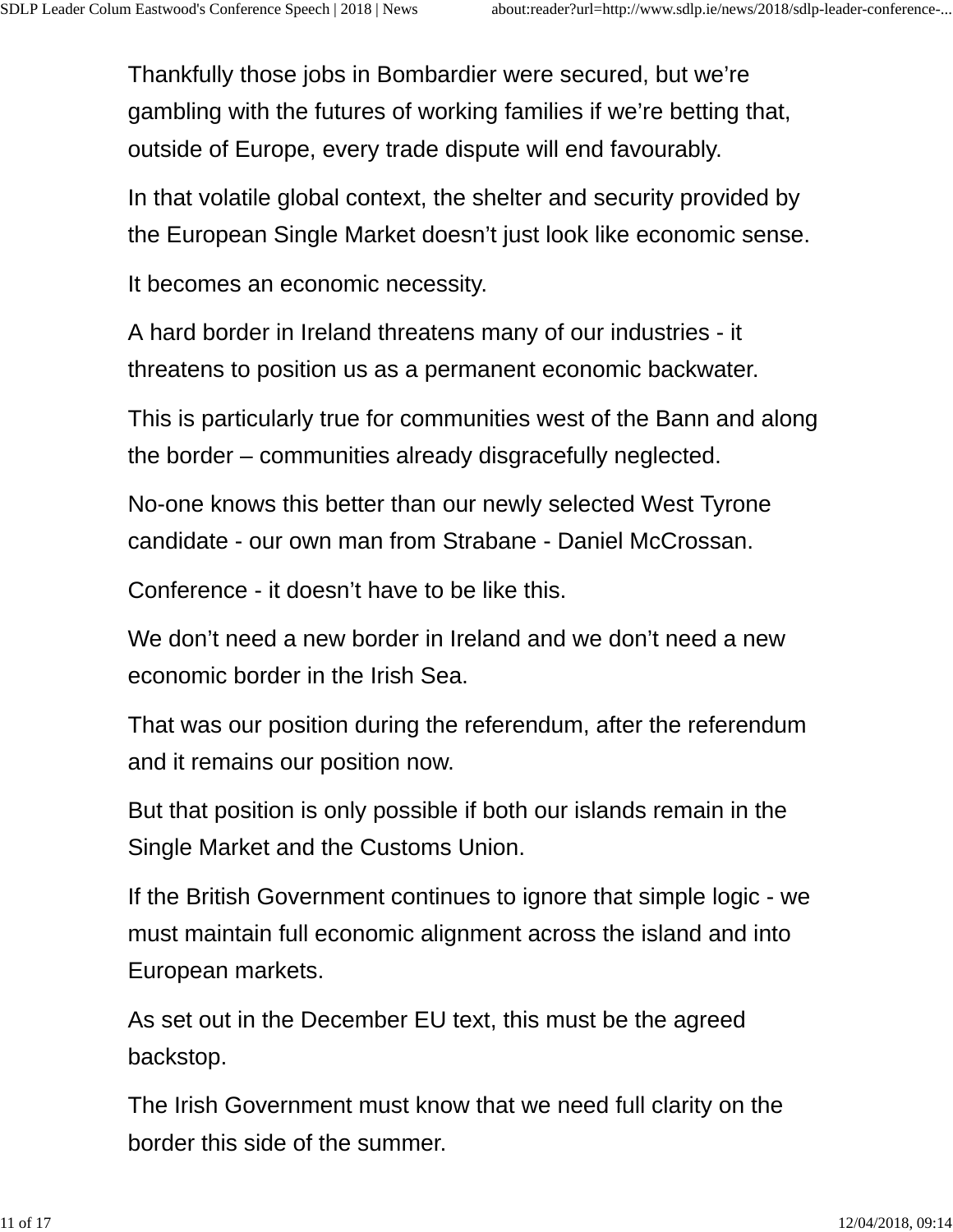Thankfully those jobs in Bombardier were secured, but we're gambling with the futures of working families if we're betting that, outside of Europe, every trade dispute will end favourably.

In that volatile global context, the shelter and security provided by the European Single Market doesn't just look like economic sense.

It becomes an economic necessity.

A hard border in Ireland threatens many of our industries - it threatens to position us as a permanent economic backwater.

This is particularly true for communities west of the Bann and along the border – communities already disgracefully neglected.

No-one knows this better than our newly selected West Tyrone candidate - our own man from Strabane - Daniel McCrossan.

Conference - it doesn't have to be like this.

We don't need a new border in Ireland and we don't need a new economic border in the Irish Sea.

That was our position during the referendum, after the referendum and it remains our position now.

But that position is only possible if both our islands remain in the Single Market and the Customs Union.

If the British Government continues to ignore that simple logic - we must maintain full economic alignment across the island and into European markets.

As set out in the December EU text, this must be the agreed backstop.

The Irish Government must know that we need full clarity on the border this side of the summer.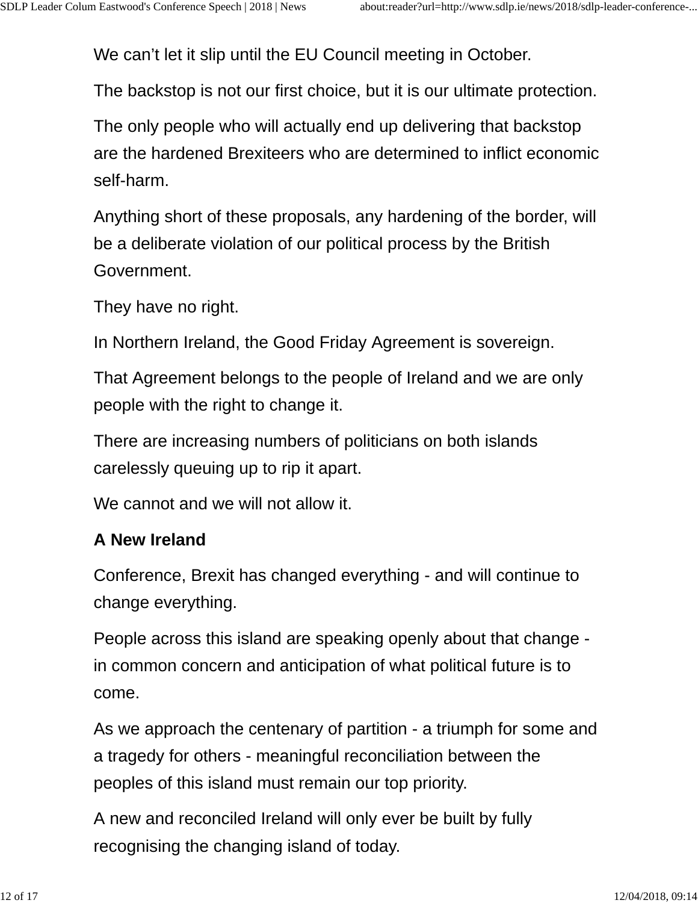We can’t let it slip until the EU Council meeting in October.

The backstop is not our first choice, but it is our ultimate protection.

The only people who will actually end up delivering that backstop are the hardened Brexiteers who are determined to inflict economic self-harm.

Anything short of these proposals, any hardening of the border, will be a deliberate violation of our political process by the British Government.

They have no right.

In Northern Ireland, the Good Friday Agreement is sovereign.

That Agreement belongs to the people of Ireland and we are only people with the right to change it.

There are increasing numbers of politicians on both islands carelessly queuing up to rip it apart.

We cannot and we will not allow it.

**A New Ireland**

Conference, Brexit has changed everything - and will continue to change everything.

People across this island are speaking openly about that change - in common concern and anticipation of what political future is to come.

As we approach the centenary of partition - a triumph for some and a tragedy for others - meaningful reconciliation between the peoples of this island must remain our top priority.

A new and reconciled Ireland will only ever be built by fully recognising the changing island of today.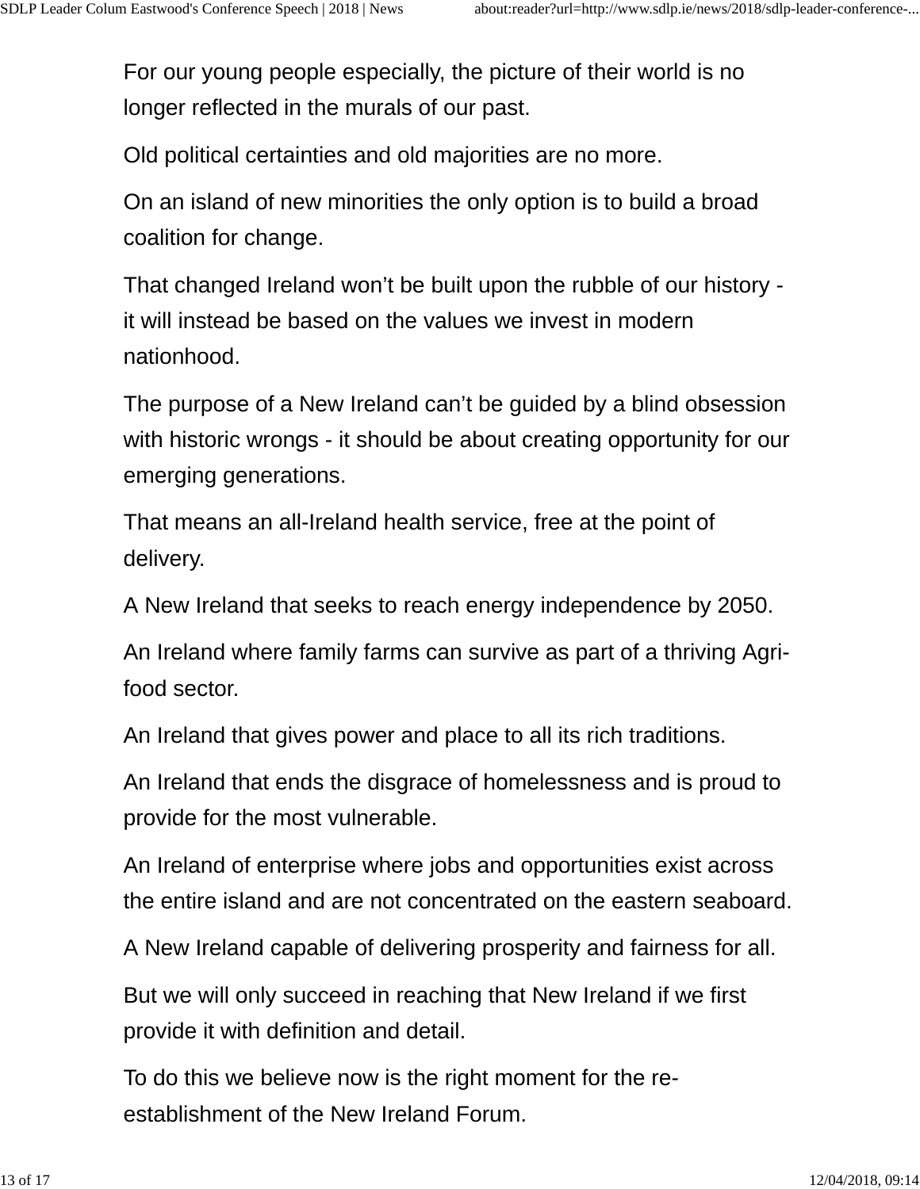For our young people especially, the picture of their world is no longer reflected in the murals of our past.

Old political certainties and old majorities are no more.

On an island of new minorities the only option is to build a broad coalition for change.

That changed Ireland won't be built upon the rubble of our history - it will instead be based on the values we invest in modern nationhood.

The purpose of a New Ireland can't be guided by a blind obsession with historic wrongs - it should be about creating opportunity for our emerging generations.

That means an all-Ireland health service, free at the point of delivery.

A New Ireland that seeks to reach energy independence by 2050.

An Ireland where family farms can survive as part of a thriving Agri-food sector.

An Ireland that gives power and place to all its rich traditions.

An Ireland that ends the disgrace of homelessness and is proud to provide for the most vulnerable.

An Ireland of enterprise where jobs and opportunities exist across the entire island and are not concentrated on the eastern seaboard.

A New Ireland capable of delivering prosperity and fairness for all.

But we will only succeed in reaching that New Ireland if we first provide it with definition and detail.

To do this we believe now is the right moment for the re-establishment of the New Ireland Forum.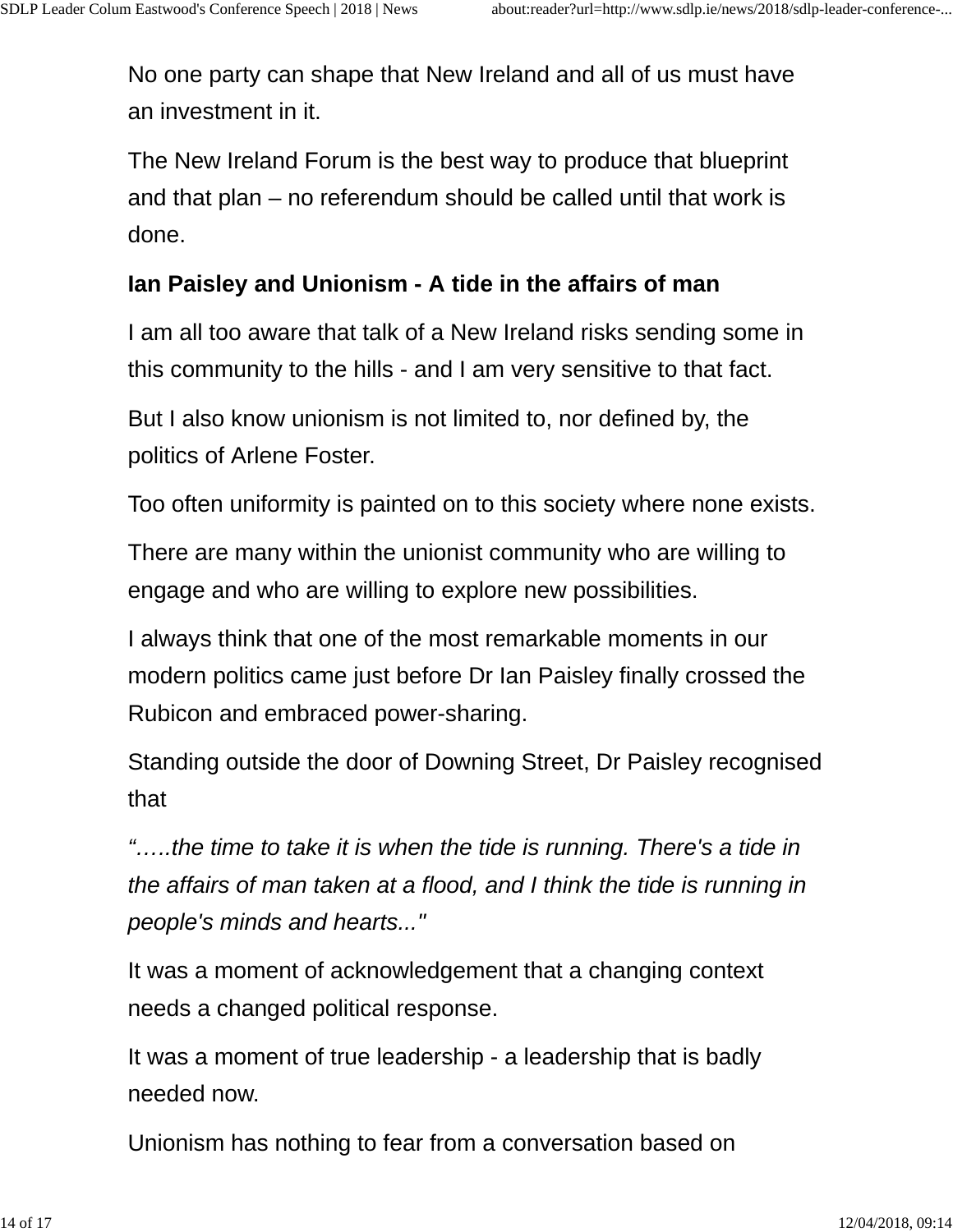No one party can shape that New Ireland and all of us must have an investment in it.

The New Ireland Forum is the best way to produce that blueprint and that plan – no referendum should be called until that work is done.

**Ian Paisley and Unionism - A tide in the affairs of man**

I am all too aware that talk of a New Ireland risks sending some in this community to the hills - and I am very sensitive to that fact.

But I also know unionism is not limited to, nor defined by, the politics of Arlene Foster.

Too often uniformity is painted on to this society where none exists.

There are many within the unionist community who are willing to engage and who are willing to explore new possibilities.

I always think that one of the most remarkable moments in our modern politics came just before Dr Ian Paisley finally crossed the Rubicon and embraced power-sharing.

Standing outside the door of Downing Street, Dr Paisley recognised that

*"…..the time to take it is when the tide is running. There's a tide in the affairs of man taken at a flood, and I think the tide is running in people's minds and hearts..."*

It was a moment of acknowledgement that a changing context needs a changed political response.

It was a moment of true leadership - a leadership that is badly needed now.

Unionism has nothing to fear from a conversation based on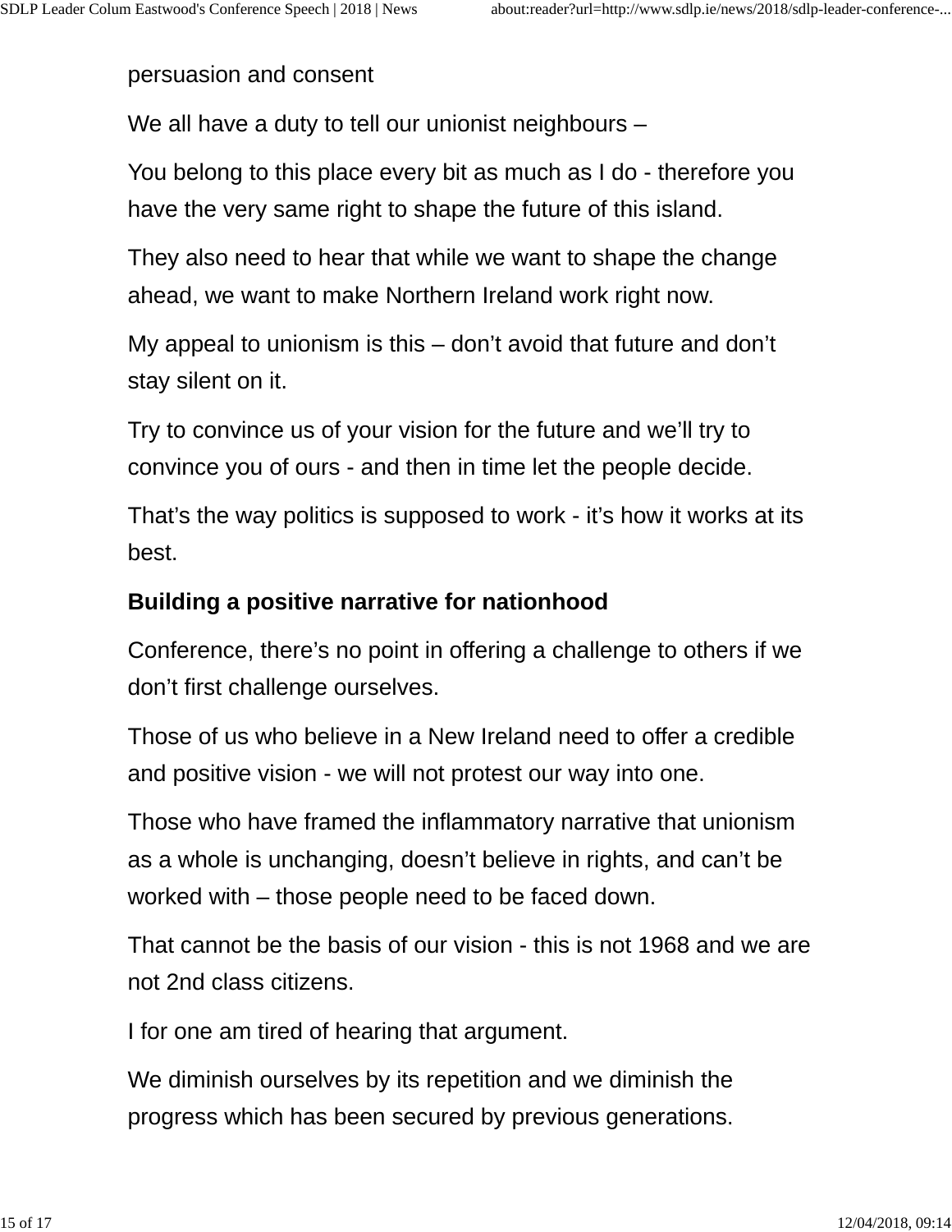persuasion and consent

We all have a duty to tell our unionist neighbours –

You belong to this place every bit as much as I do - therefore you have the very same right to shape the future of this island.

They also need to hear that while we want to shape the change ahead, we want to make Northern Ireland work right now.

My appeal to unionism is this – don't avoid that future and don't stay silent on it.

Try to convince us of your vision for the future and we'll try to convince you of ours - and then in time let the people decide.

That's the way politics is supposed to work - it's how it works at its best.

**Building a positive narrative for nationhood**

Conference, there's no point in offering a challenge to others if we don't first challenge ourselves.

Those of us who believe in a New Ireland need to offer a credible and positive vision - we will not protest our way into one.

Those who have framed the inflammatory narrative that unionism as a whole is unchanging, doesn't believe in rights, and can't be worked with – those people need to be faced down.

That cannot be the basis of our vision - this is not 1968 and we are not 2nd class citizens.

I for one am tired of hearing that argument.

We diminish ourselves by its repetition and we diminish the progress which has been secured by previous generations.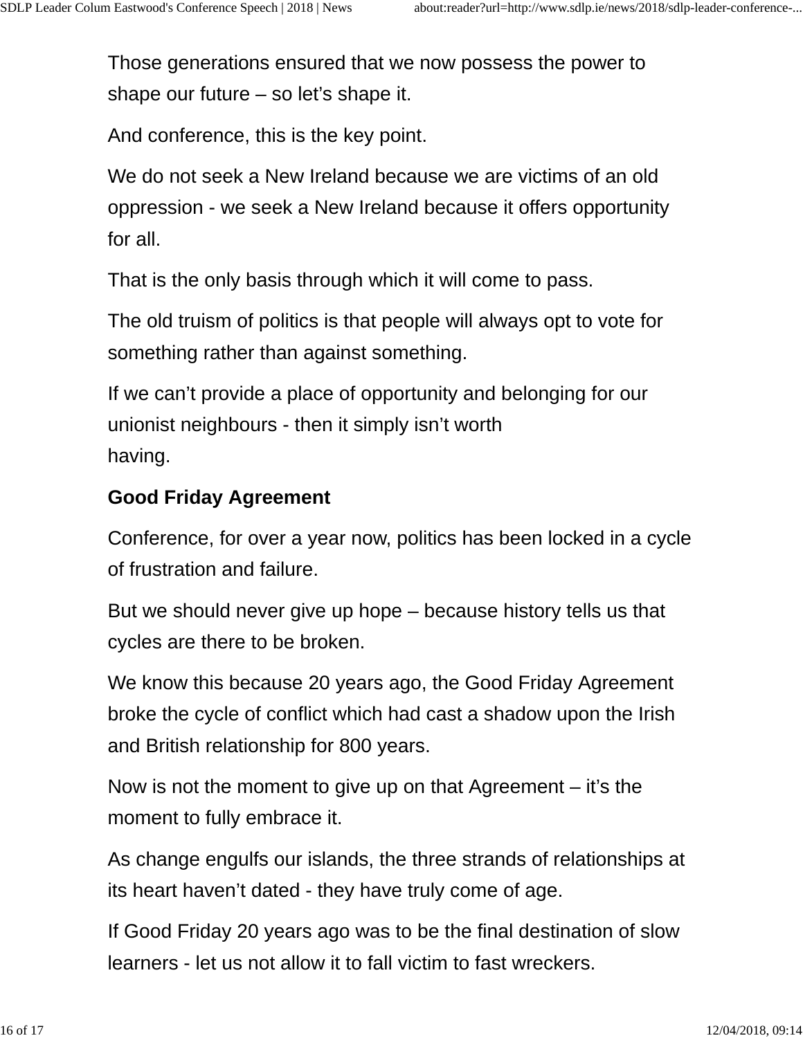Those generations ensured that we now possess the power to shape our future – so let's shape it.

And conference, this is the key point.

We do not seek a New Ireland because we are victims of an old oppression - we seek a New Ireland because it offers opportunity for all.

That is the only basis through which it will come to pass.

The old truism of politics is that people will always opt to vote for something rather than against something.

If we can't provide a place of opportunity and belonging for our unionist neighbours - then it simply isn't worth having.

**Good Friday Agreement**

Conference, for over a year now, politics has been locked in a cycle of frustration and failure.

But we should never give up hope – because history tells us that cycles are there to be broken.

We know this because 20 years ago, the Good Friday Agreement broke the cycle of conflict which had cast a shadow upon the Irish and British relationship for 800 years.

Now is not the moment to give up on that Agreement – it's the moment to fully embrace it.

As change engulfs our islands, the three strands of relationships at its heart haven't dated - they have truly come of age.

If Good Friday 20 years ago was to be the final destination of slow learners - let us not allow it to fall victim to fast wreckers.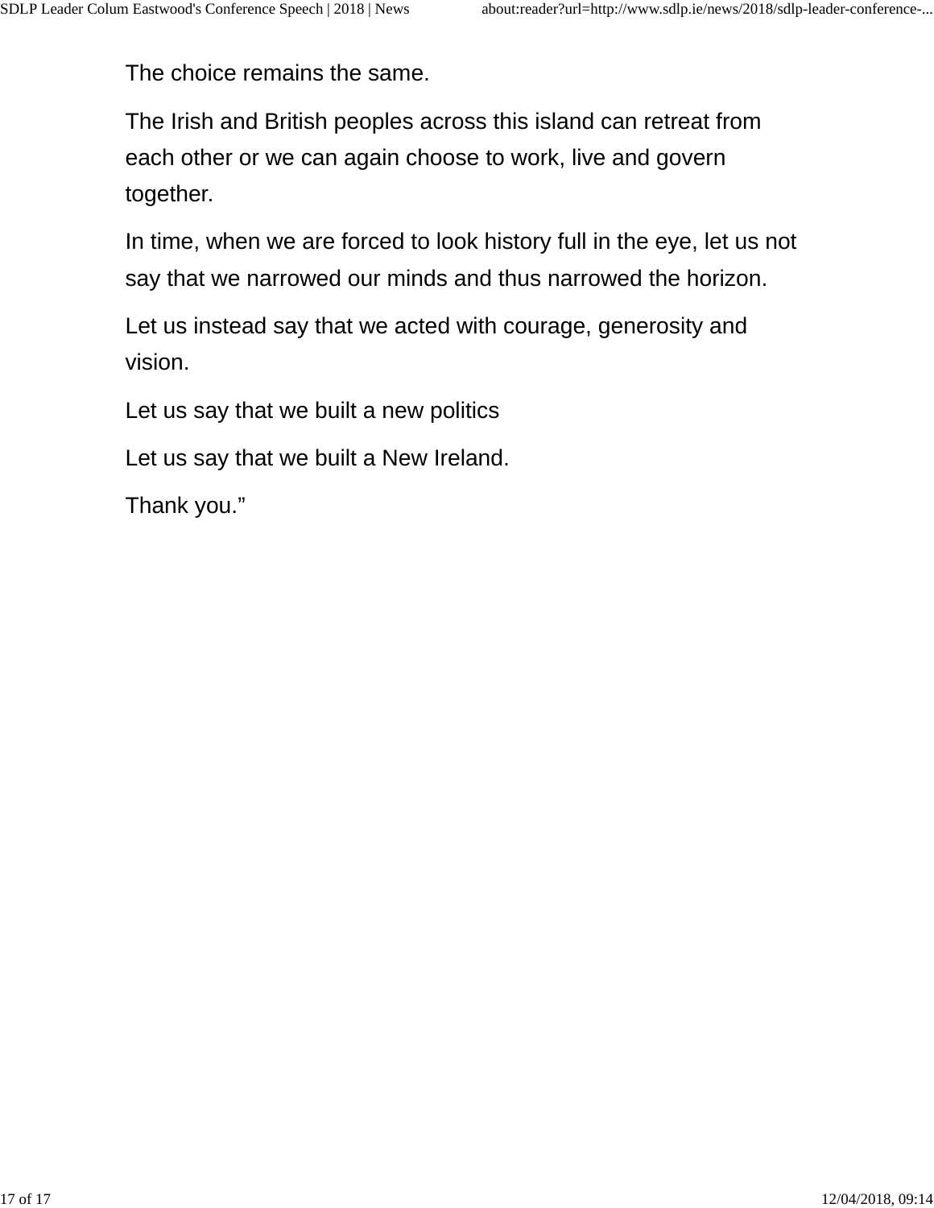The choice remains the same.

The Irish and British peoples across this island can retreat from each other or we can again choose to work, live and govern together.

In time, when we are forced to look history full in the eye, let us not say that we narrowed our minds and thus narrowed the horizon.

Let us instead say that we acted with courage, generosity and vision.

Let us say that we built a new politics

Let us say that we built a New Ireland.

Thank you."